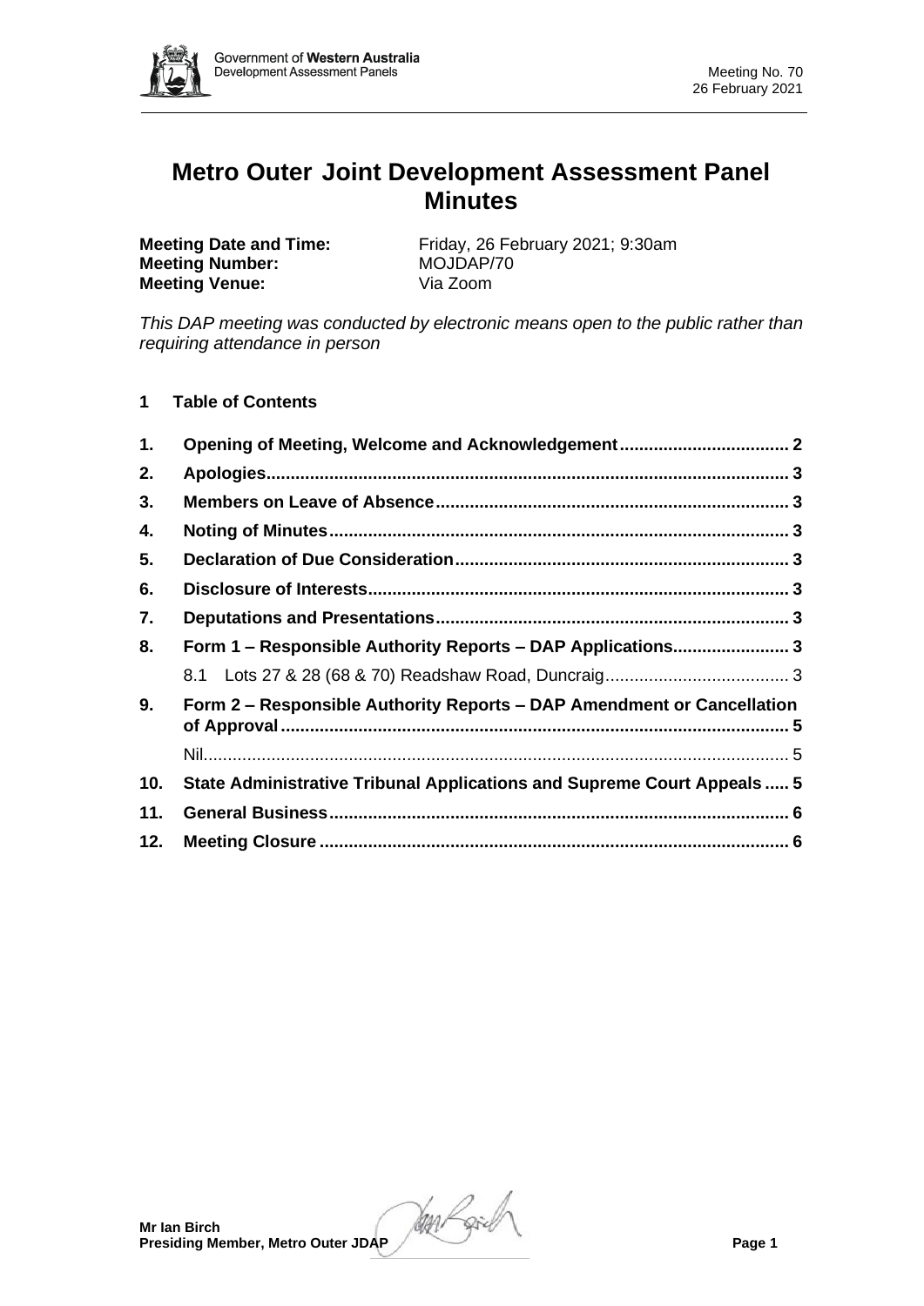# Metro Outer Joint Development Assessment Panel Minutes

**Meeting Date and Time:** Friday, 26 February 2021; 9:30am
**Meeting Number:** MOJDAP/70
**Meeting Venue:** Via Zoom

*This DAP meeting was conducted by electronic means open to the public rather than requiring attendance in person*

## 1 Table of Contents

1. Opening of Meeting, Welcome and Acknowledgement .................... 2
2. Apologies .................... 3
3. Members on Leave of Absence .................... 3
4. Noting of Minutes .................... 3
5. Declaration of Due Consideration .................... 3
6. Disclosure of Interests .................... 3
7. Deputations and Presentations .................... 3
8. Form 1 – Responsible Authority Reports – DAP Applications .................... 3
   - 8.1 Lots 27 & 28 (68 & 70) Readshaw Road, Duncraig .................... 3
9. Form 2 – Responsible Authority Reports – DAP Amendment or Cancellation of Approval .................... 5
   - Nil .................... 5
10. State Administrative Tribunal Applications and Supreme Court Appeals .................... 5
11. General Business .................... 6
12. Meeting Closure .................... 6

**Mr Ian Birch**
**Presiding Member, Metro Outer JDAP**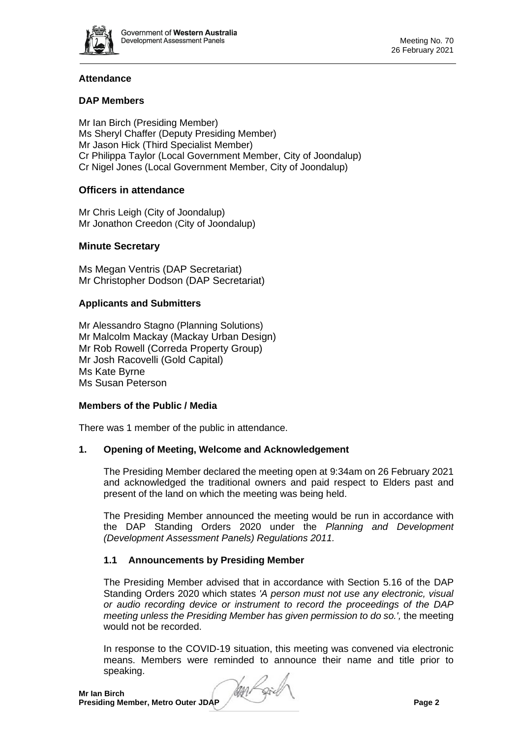### Attendance

### DAP Members

Mr Ian Birch (Presiding Member)
Ms Sheryl Chaffer (Deputy Presiding Member)
Mr Jason Hick (Third Specialist Member)
Cr Philippa Taylor (Local Government Member, City of Joondalup)
Cr Nigel Jones (Local Government Member, City of Joondalup)

### Officers in attendance

Mr Chris Leigh (City of Joondalup)
Mr Jonathon Creedon (City of Joondalup)

### Minute Secretary

Ms Megan Ventris (DAP Secretariat)
Mr Christopher Dodson (DAP Secretariat)

### Applicants and Submitters

Mr Alessandro Stagno (Planning Solutions)
Mr Malcolm Mackay (Mackay Urban Design)
Mr Rob Rowell (Correda Property Group)
Mr Josh Racovelli (Gold Capital)
Ms Kate Byrne
Ms Susan Peterson

### Members of the Public / Media

There was 1 member of the public in attendance.

## 1. Opening of Meeting, Welcome and Acknowledgement

The Presiding Member declared the meeting open at 9:34am on 26 February 2021 and acknowledged the traditional owners and paid respect to Elders past and present of the land on which the meeting was being held.

The Presiding Member announced the meeting would be run in accordance with the DAP Standing Orders 2020 under the *Planning and Development (Development Assessment Panels) Regulations 2011.*

### 1.1 Announcements by Presiding Member

The Presiding Member advised that in accordance with Section 5.16 of the DAP Standing Orders 2020 which states *'A person must not use any electronic, visual or audio recording device or instrument to record the proceedings of the DAP meeting unless the Presiding Member has given permission to do so.',* the meeting would not be recorded.

In response to the COVID-19 situation, this meeting was convened via electronic means. Members were reminded to announce their name and title prior to speaking.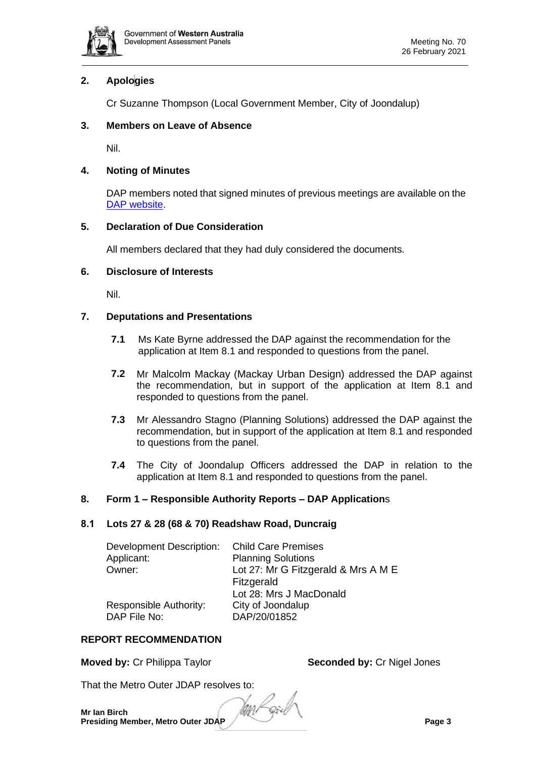## 2. Apologies

Cr Suzanne Thompson (Local Government Member, City of Joondalup)

## 3. Members on Leave of Absence

Nil.

## 4. Noting of Minutes

DAP members noted that signed minutes of previous meetings are available on the DAP website.

## 5. Declaration of Due Consideration

All members declared that they had duly considered the documents.

## 6. Disclosure of Interests

Nil.

## 7. Deputations and Presentations

**7.1** Ms Kate Byrne addressed the DAP against the recommendation for the application at Item 8.1 and responded to questions from the panel.

**7.2** Mr Malcolm Mackay (Mackay Urban Design) addressed the DAP against the recommendation, but in support of the application at Item 8.1 and responded to questions from the panel.

**7.3** Mr Alessandro Stagno (Planning Solutions) addressed the DAP against the recommendation, but in support of the application at Item 8.1 and responded to questions from the panel.

**7.4** The City of Joondalup Officers addressed the DAP in relation to the application at Item 8.1 and responded to questions from the panel.

## 8. Form 1 – Responsible Authority Reports – DAP Applications

### 8.1 Lots 27 & 28 (68 & 70) Readshaw Road, Duncraig

| | |
|---|---|
| Development Description: | Child Care Premises |
| Applicant: | Planning Solutions |
| Owner: | Lot 27: Mr G Fitzgerald & Mrs A M E Fitzgerald<br>Lot 28: Mrs J MacDonald |
| Responsible Authority: | City of Joondalup |
| DAP File No: | DAP/20/01852 |

**REPORT RECOMMENDATION**

**Moved by:** Cr Philippa Taylor **Seconded by:** Cr Nigel Jones

That the Metro Outer JDAP resolves to: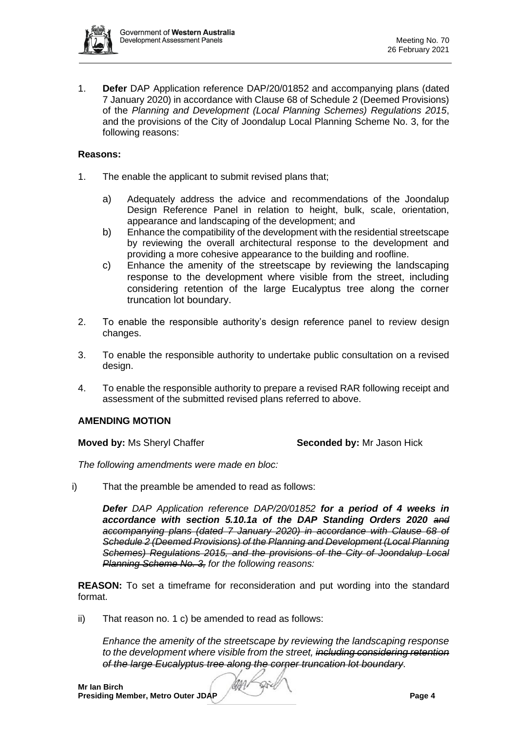1. **Defer** DAP Application reference DAP/20/01852 and accompanying plans (dated 7 January 2020) in accordance with Clause 68 of Schedule 2 (Deemed Provisions) of the *Planning and Development (Local Planning Schemes) Regulations 2015*, and the provisions of the City of Joondalup Local Planning Scheme No. 3, for the following reasons:

**Reasons:**

1. The enable the applicant to submit revised plans that;

   a) Adequately address the advice and recommendations of the Joondalup Design Reference Panel in relation to height, bulk, scale, orientation, appearance and landscaping of the development; and

   b) Enhance the compatibility of the development with the residential streetscape by reviewing the overall architectural response to the development and providing a more cohesive appearance to the building and roofline.

   c) Enhance the amenity of the streetscape by reviewing the landscaping response to the development where visible from the street, including considering retention of the large Eucalyptus tree along the corner truncation lot boundary.

2. To enable the responsible authority's design reference panel to review design changes.

3. To enable the responsible authority to undertake public consultation on a revised design.

4. To enable the responsible authority to prepare a revised RAR following receipt and assessment of the submitted revised plans referred to above.

**AMENDING MOTION**

**Moved by:** Ms Sheryl Chaffer **Seconded by:** Mr Jason Hick

*The following amendments were made en bloc:*

i) That the preamble be amended to read as follows:

   ***Defer*** *DAP Application reference DAP/20/01852* ***for a period of 4 weeks in accordance with section 5.10.1a of the DAP Standing Orders 2020*** ~~*and accompanying plans (dated 7 January 2020) in accordance with Clause 68 of Schedule 2 (Deemed Provisions) of the Planning and Development (Local Planning Schemes) Regulations 2015, and the provisions of the City of Joondalup Local Planning Scheme No. 3,*~~ *for the following reasons:*

**REASON:** To set a timeframe for reconsideration and put wording into the standard format.

ii) That reason no. 1 c) be amended to read as follows:

   *Enhance the amenity of the streetscape by reviewing the landscaping response to the development where visible from the street,* ~~*including considering retention of the large Eucalyptus tree along the corner truncation lot boundary.*~~

**Mr Ian Birch**
**Presiding Member, Metro Outer JDAP**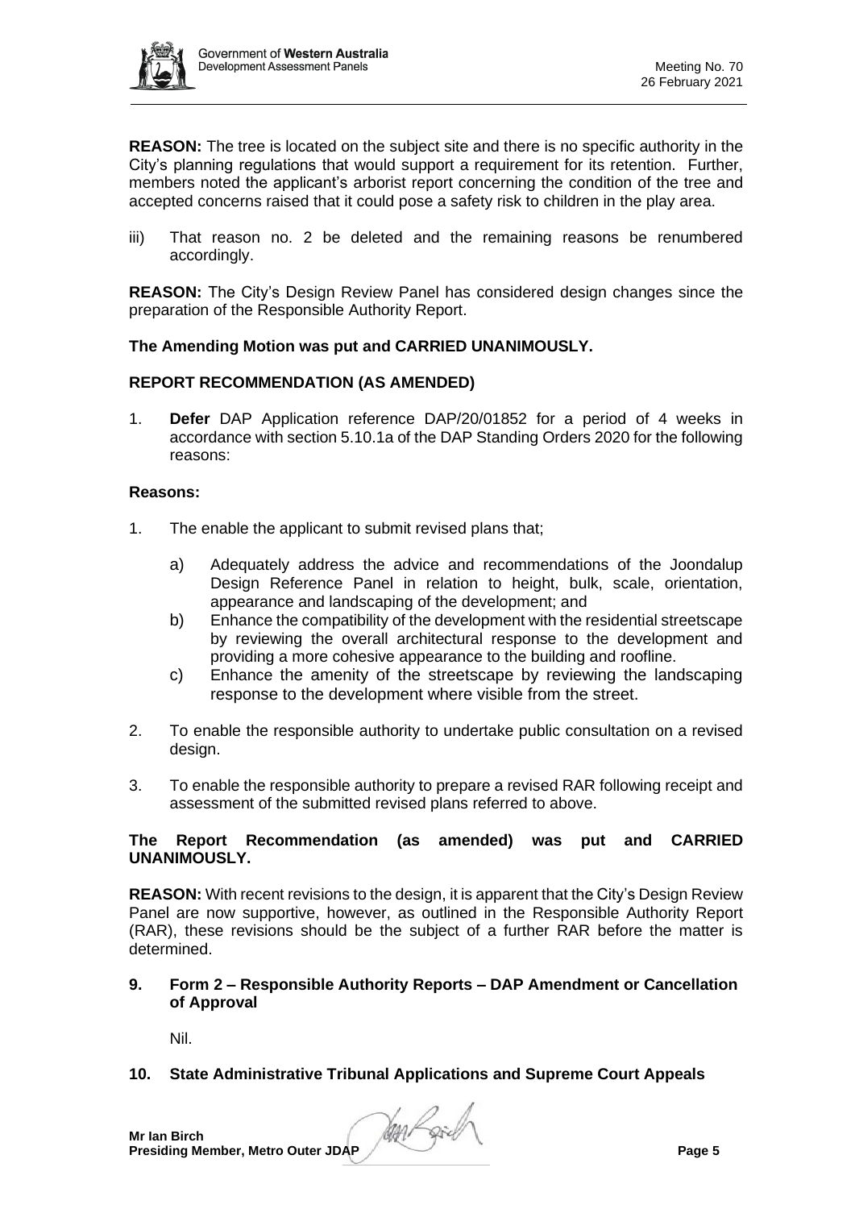**REASON:** The tree is located on the subject site and there is no specific authority in the City's planning regulations that would support a requirement for its retention. Further, members noted the applicant's arborist report concerning the condition of the tree and accepted concerns raised that it could pose a safety risk to children in the play area.

iii) That reason no. 2 be deleted and the remaining reasons be renumbered accordingly.

**REASON:** The City's Design Review Panel has considered design changes since the preparation of the Responsible Authority Report.

**The Amending Motion was put and CARRIED UNANIMOUSLY.**

**REPORT RECOMMENDATION (AS AMENDED)**

1. **Defer** DAP Application reference DAP/20/01852 for a period of 4 weeks in accordance with section 5.10.1a of the DAP Standing Orders 2020 for the following reasons:

**Reasons:**

1. The enable the applicant to submit revised plans that;
   a) Adequately address the advice and recommendations of the Joondalup Design Reference Panel in relation to height, bulk, scale, orientation, appearance and landscaping of the development; and
   b) Enhance the compatibility of the development with the residential streetscape by reviewing the overall architectural response to the development and providing a more cohesive appearance to the building and roofline.
   c) Enhance the amenity of the streetscape by reviewing the landscaping response to the development where visible from the street.
2. To enable the responsible authority to undertake public consultation on a revised design.
3. To enable the responsible authority to prepare a revised RAR following receipt and assessment of the submitted revised plans referred to above.

**The Report Recommendation (as amended) was put and CARRIED UNANIMOUSLY.**

**REASON:** With recent revisions to the design, it is apparent that the City's Design Review Panel are now supportive, however, as outlined in the Responsible Authority Report (RAR), these revisions should be the subject of a further RAR before the matter is determined.

## 9. Form 2 – Responsible Authority Reports – DAP Amendment or Cancellation of Approval

Nil.

## 10. State Administrative Tribunal Applications and Supreme Court Appeals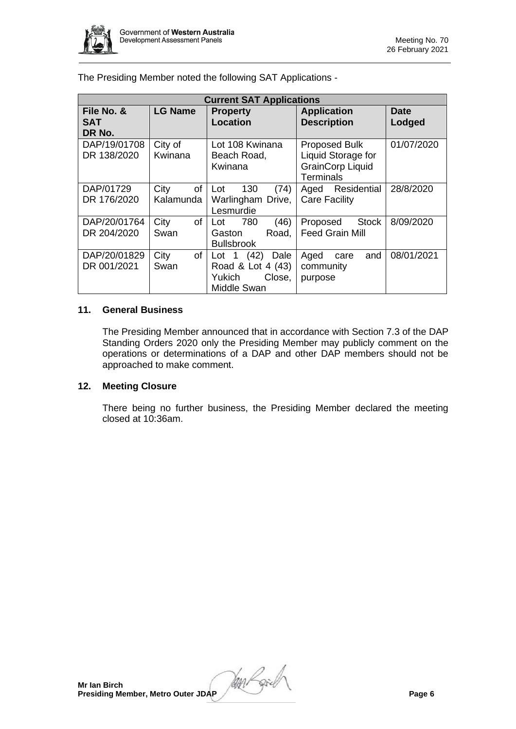The Presiding Member noted the following SAT Applications -

| Current SAT Applications | | | | |
|---|---|---|---|---|
| **File No. & SAT DR No.** | **LG Name** | **Property Location** | **Application Description** | **Date Lodged** |
| DAP/19/01708 DR 138/2020 | City of Kwinana | Lot 108 Kwinana Beach Road, Kwinana | Proposed Bulk Liquid Storage for GrainCorp Liquid Terminals | 01/07/2020 |
| DAP/01729 DR 176/2020 | City of Kalamunda | Lot 130 (74) Warlingham Drive, Lesmurdie | Aged Residential Care Facility | 28/8/2020 |
| DAP/20/01764 DR 204/2020 | City of Swan | Lot 780 (46) Gaston Road, Bullsbrook | Proposed Stock Feed Grain Mill | 8/09/2020 |
| DAP/20/01829 DR 001/2021 | City of Swan | Lot 1 (42) Dale Road & Lot 4 (43) Yukich Close, Middle Swan | Aged care and community purpose | 08/01/2021 |

## 11. General Business

The Presiding Member announced that in accordance with Section 7.3 of the DAP Standing Orders 2020 only the Presiding Member may publicly comment on the operations or determinations of a DAP and other DAP members should not be approached to make comment.

## 12. Meeting Closure

There being no further business, the Presiding Member declared the meeting closed at 10:36am.

**Mr Ian Birch**
**Presiding Member, Metro Outer JDAP**